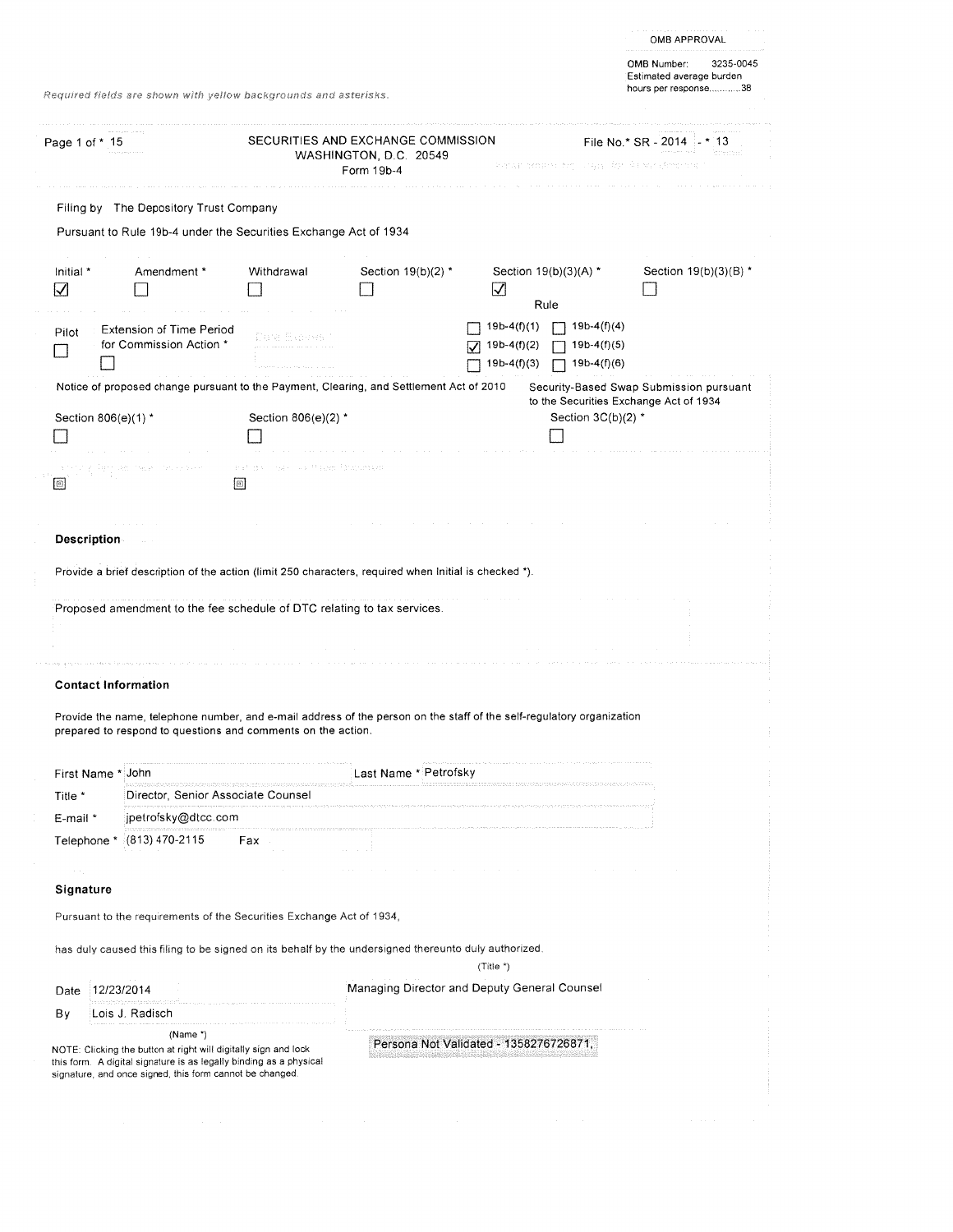OMB APPROVAL

OMB Number: 3235-0045
Estimated average burden
hours per response...........38

*Required fields are shown with yellow backgrounds and asterisks.*

Page 1 of * 15

SECURITIES AND EXCHANGE COMMISSION
WASHINGTON, D.C. 20549
Form 19b-4

File No.* SR - 2014 - * 13

Filing by The Depository Trust Company

Pursuant to Rule 19b-4 under the Securities Exchange Act of 1934

| Initial * | Amendment * | Withdrawal | Section 19(b)(2) * | Section 19(b)(3)(A) * | Section 19(b)(3)(B) * |
|---|---|---|---|---|---|
| ☑ | ☐ | ☐ | ☐ | ☑ | ☐ |

| Pilot | Extension of Time Period for Commission Action * | Rule | |
|---|---|---|---|
| ☐ | ☐ | ☐ 19b-4(f)(1) | ☐ 19b-4(f)(4) |
| | | ☑ 19b-4(f)(2) | ☐ 19b-4(f)(5) |
| | | ☐ 19b-4(f)(3) | ☐ 19b-4(f)(6) |

Notice of proposed change pursuant to the Payment, Clearing, and Settlement Act of 2010

| Section 806(e)(1) * | Section 806(e)(2) * |
|---|---|
| ☐ | ☐ |

Security-Based Swap Submission pursuant to the Securities Exchange Act of 1934

| Section 3C(b)(2) * |
|---|
| ☐ |

## Description

Provide a brief description of the action (limit 250 characters, required when Initial is checked *).

Proposed amendment to the fee schedule of DTC relating to tax services.

## Contact Information

Provide the name, telephone number, and e-mail address of the person on the staff of the self-regulatory organization prepared to respond to questions and comments on the action.

| | | | |
|---|---|---|---|
| First Name * | John | Last Name * | Petrofsky |
| Title * | Director, Senior Associate Counsel | | |
| E-mail * | jpetrofsky@dtcc.com | | |
| Telephone * | (813) 470-2115 | Fax | |

## Signature

Pursuant to the requirements of the Securities Exchange Act of 1934,

has duly caused this filing to be signed on its behalf by the undersigned thereunto duly authorized.

| | | (Title *) |
|---|---|---|
| Date | 12/23/2014 | Managing Director and Deputy General Counsel |
| By | Lois J. Radisch | |
| | (Name *) | |

NOTE: Clicking the button at right will digitally sign and lock this form. A digital signature is as legally binding as a physical signature, and once signed, this form cannot be changed.

Persona Not Validated - 1358276726871,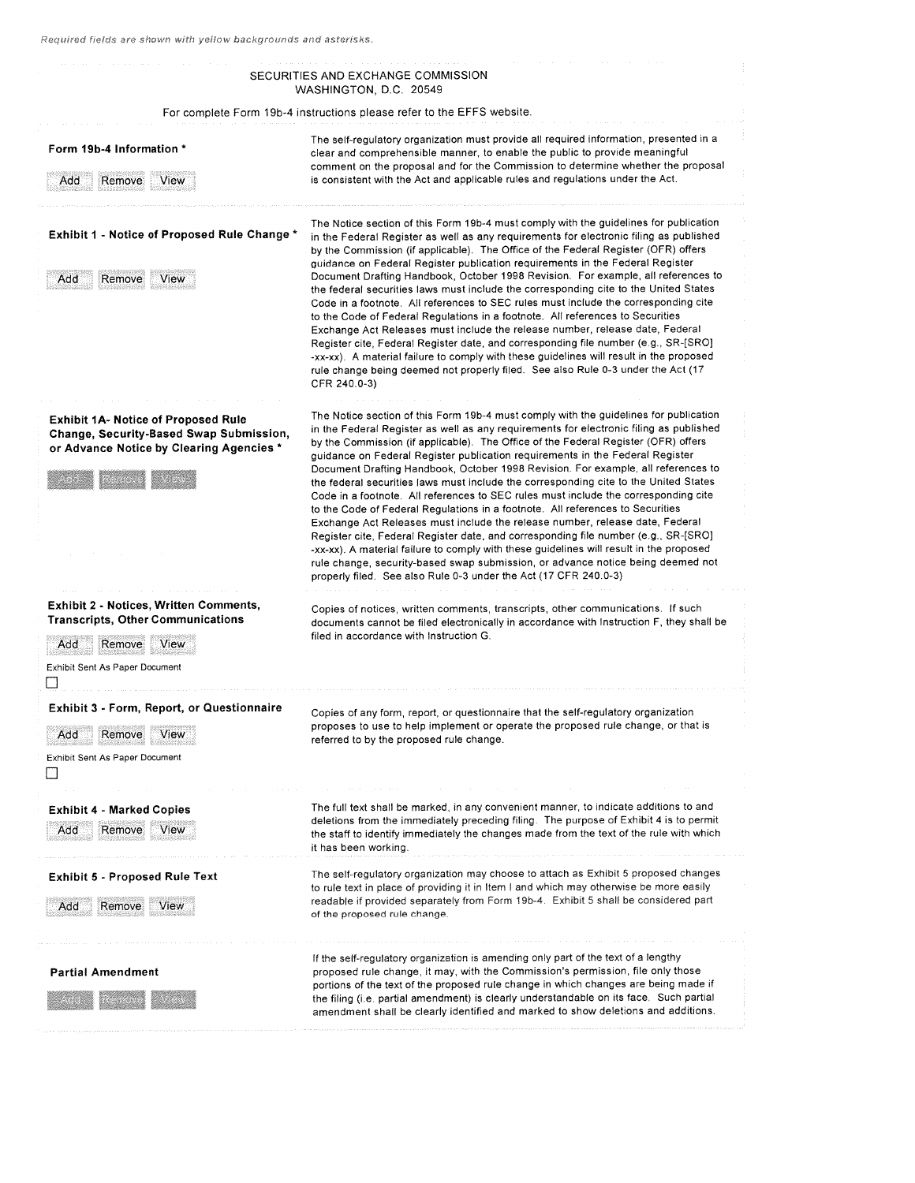*Required fields are shown with yellow backgrounds and asterisks.*

SECURITIES AND EXCHANGE COMMISSION
WASHINGTON, D.C. 20549

For complete Form 19b-4 instructions please refer to the EFFS website.

| | |
|---|---|
| **Form 19b-4 Information** * <br> Add Remove View | The self-regulatory organization must provide all required information, presented in a clear and comprehensible manner, to enable the public to provide meaningful comment on the proposal and for the Commission to determine whether the proposal is consistent with the Act and applicable rules and regulations under the Act. |
| **Exhibit 1 - Notice of Proposed Rule Change** * <br> Add Remove View | The Notice section of this Form 19b-4 must comply with the guidelines for publication in the Federal Register as well as any requirements for electronic filing as published by the Commission (if applicable). The Office of the Federal Register (OFR) offers guidance on Federal Register publication requirements in the Federal Register Document Drafting Handbook, October 1998 Revision. For example, all references to the federal securities laws must include the corresponding cite to the United States Code in a footnote. All references to SEC rules must include the corresponding cite to the Code of Federal Regulations in a footnote. All references to Securities Exchange Act Releases must include the release number, release date, Federal Register cite, Federal Register date, and corresponding file number (e.g., SR-[SRO] -xx-xx). A material failure to comply with these guidelines will result in the proposed rule change being deemed not properly filed. See also Rule 0-3 under the Act (17 CFR 240.0-3) |
| **Exhibit 1A- Notice of Proposed Rule Change, Security-Based Swap Submission, or Advance Notice by Clearing Agencies** * <br> Add Remove View | The Notice section of this Form 19b-4 must comply with the guidelines for publication in the Federal Register as well as any requirements for electronic filing as published by the Commission (if applicable). The Office of the Federal Register (OFR) offers guidance on Federal Register publication requirements in the Federal Register Document Drafting Handbook, October 1998 Revision. For example, all references to the federal securities laws must include the corresponding cite to the United States Code in a footnote. All references to SEC rules must include the corresponding cite to the Code of Federal Regulations in a footnote. All references to Securities Exchange Act Releases must include the release number, release date, Federal Register cite, Federal Register date, and corresponding file number (e.g., SR-[SRO] -xx-xx). A material failure to comply with these guidelines will result in the proposed rule change, security-based swap submission, or advance notice being deemed not properly filed. See also Rule 0-3 under the Act (17 CFR 240.0-3) |
| **Exhibit 2 - Notices, Written Comments, Transcripts, Other Communications** <br> Add Remove View <br> Exhibit Sent As Paper Document ☐ | Copies of notices, written comments, transcripts, other communications. If such documents cannot be filed electronically in accordance with Instruction F, they shall be filed in accordance with Instruction G. |
| **Exhibit 3 - Form, Report, or Questionnaire** <br> Add Remove View <br> Exhibit Sent As Paper Document ☐ | Copies of any form, report, or questionnaire that the self-regulatory organization proposes to use to help implement or operate the proposed rule change, or that is referred to by the proposed rule change. |
| **Exhibit 4 - Marked Copies** <br> Add Remove View | The full text shall be marked, in any convenient manner, to indicate additions to and deletions from the immediately preceding filing. The purpose of Exhibit 4 is to permit the staff to identify immediately the changes made from the text of the rule with which it has been working. |
| **Exhibit 5 - Proposed Rule Text** <br> Add Remove View | The self-regulatory organization may choose to attach as Exhibit 5 proposed changes to rule text in place of providing it in Item I and which may otherwise be more easily readable if provided separately from Form 19b-4. Exhibit 5 shall be considered part of the proposed rule change. |
| **Partial Amendment** <br> Add Remove View | If the self-regulatory organization is amending only part of the text of a lengthy proposed rule change, it may, with the Commission's permission, file only those portions of the text of the proposed rule change in which changes are being made if the filing (i.e. partial amendment) is clearly understandable on its face. Such partial amendment shall be clearly identified and marked to show deletions and additions. |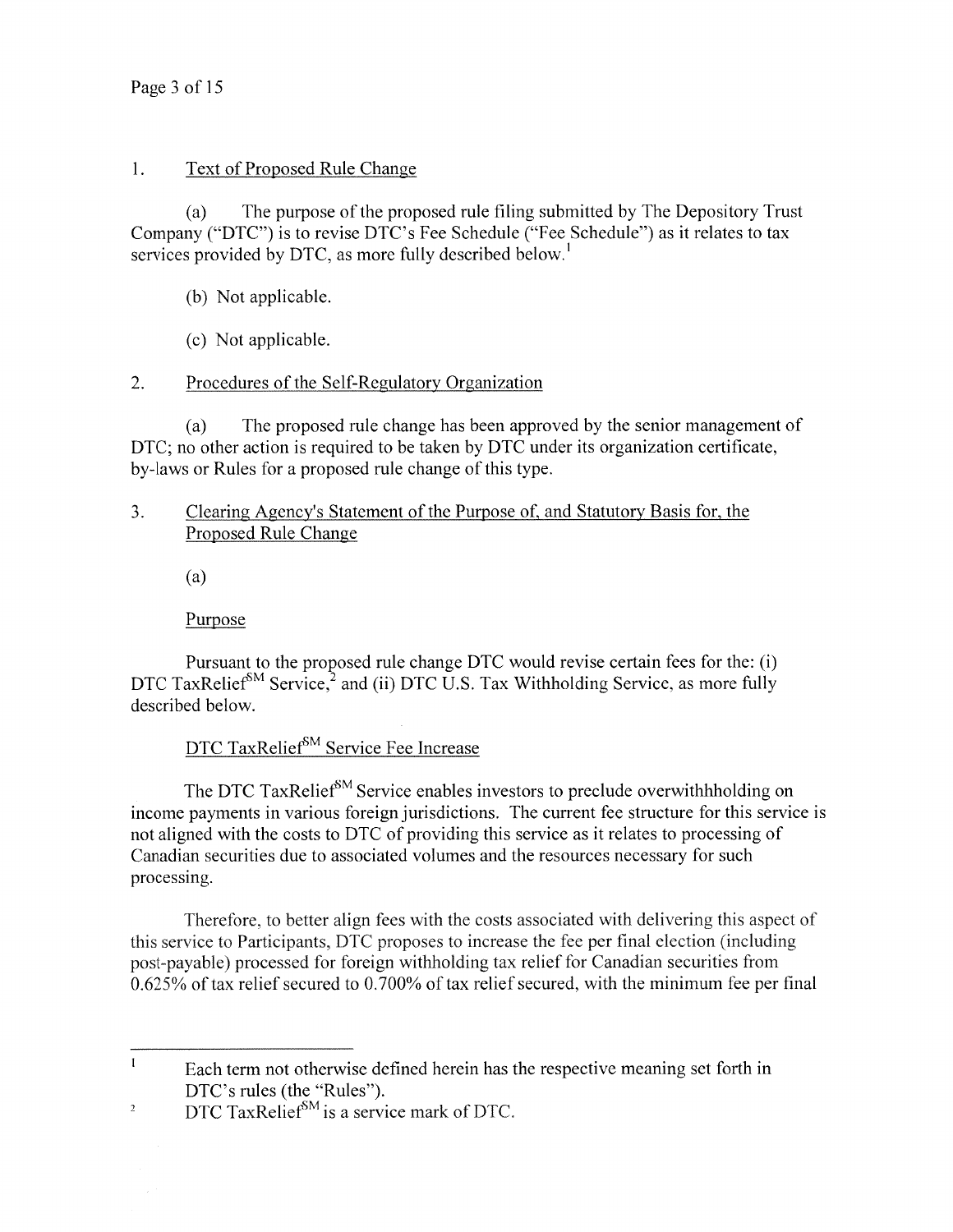1. Text of Proposed Rule Change

(a) The purpose of the proposed rule filing submitted by The Depository Trust Company ("DTC") is to revise DTC's Fee Schedule ("Fee Schedule") as it relates to tax services provided by DTC, as more fully described below.[1]

(b) Not applicable.

(c) Not applicable.

2. Procedures of the Self-Regulatory Organization

(a) The proposed rule change has been approved by the senior management of DTC; no other action is required to be taken by DTC under its organization certificate, by-laws or Rules for a proposed rule change of this type.

3. Clearing Agency's Statement of the Purpose of, and Statutory Basis for, the Proposed Rule Change

(a)

Purpose

Pursuant to the proposed rule change DTC would revise certain fees for the: (i) DTC TaxRelief℠ Service,[2] and (ii) DTC U.S. Tax Withholding Service, as more fully described below.

DTC TaxRelief℠ Service Fee Increase

The DTC TaxRelief℠ Service enables investors to preclude overwithhholding on income payments in various foreign jurisdictions. The current fee structure for this service is not aligned with the costs to DTC of providing this service as it relates to processing of Canadian securities due to associated volumes and the resources necessary for such processing.

Therefore, to better align fees with the costs associated with delivering this aspect of this service to Participants, DTC proposes to increase the fee per final election (including post-payable) processed for foreign withholding tax relief for Canadian securities from 0.625% of tax relief secured to 0.700% of tax relief secured, with the minimum fee per final

---

[1] Each term not otherwise defined herein has the respective meaning set forth in DTC's rules (the "Rules").

[2] DTC TaxRelief℠ is a service mark of DTC.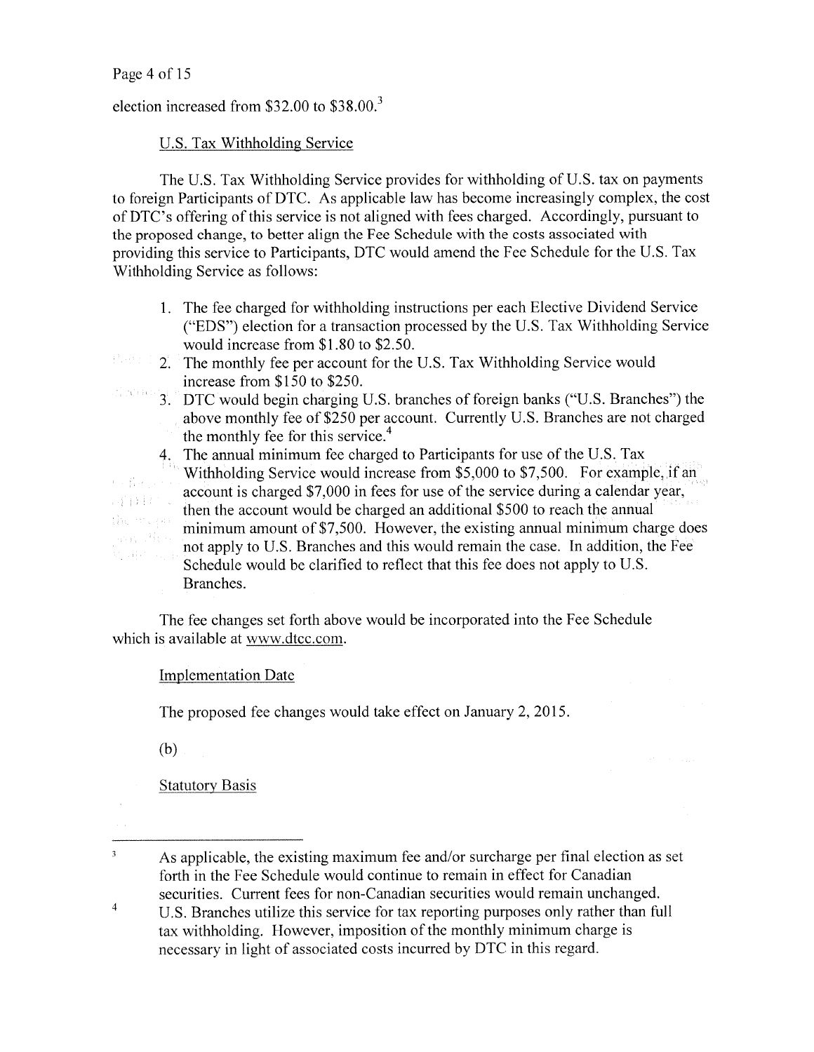election increased from $32.00 to $38.00.[3]

U.S. Tax Withholding Service

The U.S. Tax Withholding Service provides for withholding of U.S. tax on payments to foreign Participants of DTC. As applicable law has become increasingly complex, the cost of DTC's offering of this service is not aligned with fees charged. Accordingly, pursuant to the proposed change, to better align the Fee Schedule with the costs associated with providing this service to Participants, DTC would amend the Fee Schedule for the U.S. Tax Withholding Service as follows:

1. The fee charged for withholding instructions per each Elective Dividend Service ("EDS") election for a transaction processed by the U.S. Tax Withholding Service would increase from $1.80 to $2.50.
2. The monthly fee per account for the U.S. Tax Withholding Service would increase from $150 to $250.
3. DTC would begin charging U.S. branches of foreign banks ("U.S. Branches") the above monthly fee of $250 per account. Currently U.S. Branches are not charged the monthly fee for this service.[4]
4. The annual minimum fee charged to Participants for use of the U.S. Tax Withholding Service would increase from $5,000 to $7,500. For example, if an account is charged $7,000 in fees for use of the service during a calendar year, then the account would be charged an additional $500 to reach the annual minimum amount of $7,500. However, the existing annual minimum charge does not apply to U.S. Branches and this would remain the case. In addition, the Fee Schedule would be clarified to reflect that this fee does not apply to U.S. Branches.

The fee changes set forth above would be incorporated into the Fee Schedule which is available at www.dtcc.com.

Implementation Date

The proposed fee changes would take effect on January 2, 2015.

(b)

Statutory Basis

---

[3] As applicable, the existing maximum fee and/or surcharge per final election as set forth in the Fee Schedule would continue to remain in effect for Canadian securities. Current fees for non-Canadian securities would remain unchanged.

[4] U.S. Branches utilize this service for tax reporting purposes only rather than full tax withholding. However, imposition of the monthly minimum charge is necessary in light of associated costs incurred by DTC in this regard.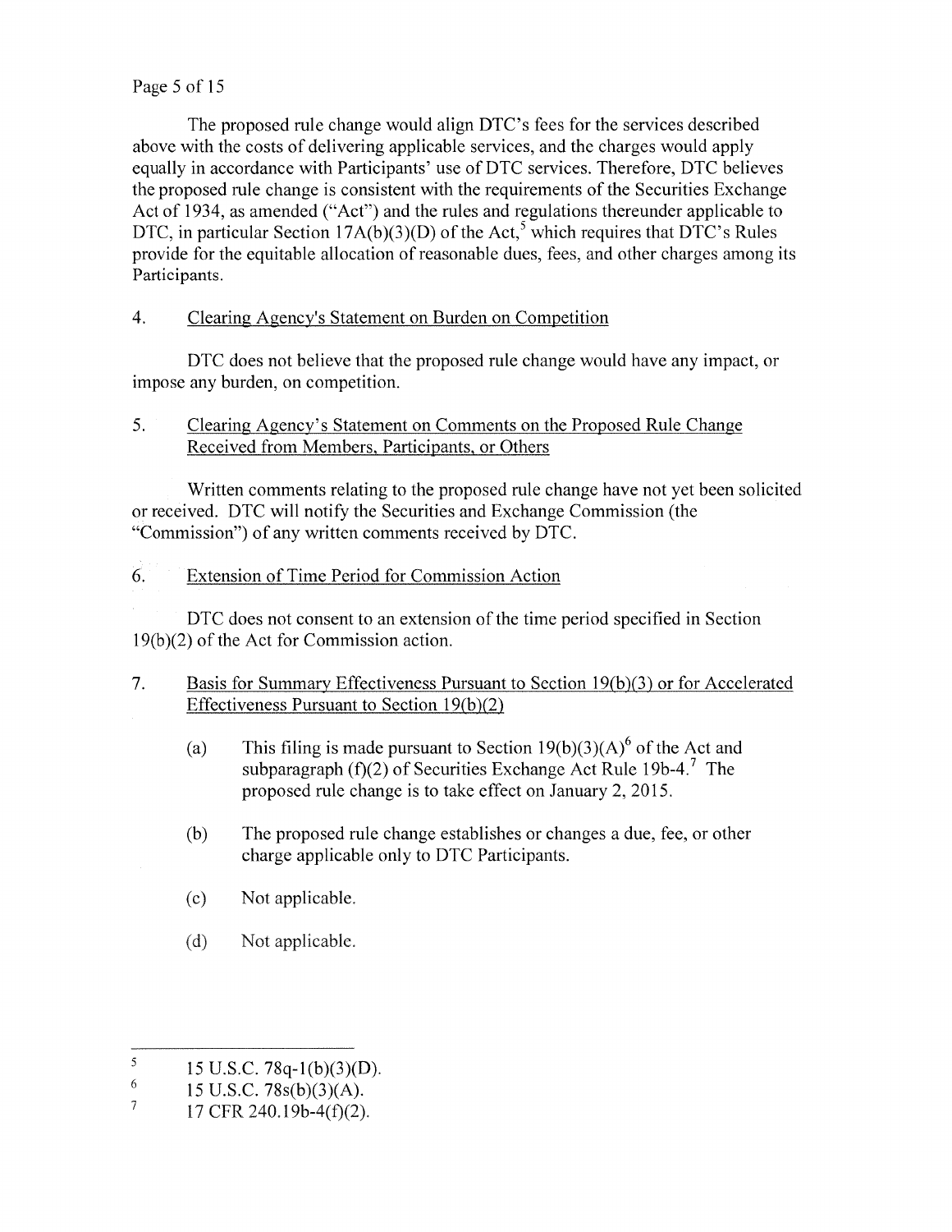The proposed rule change would align DTC's fees for the services described above with the costs of delivering applicable services, and the charges would apply equally in accordance with Participants' use of DTC services. Therefore, DTC believes the proposed rule change is consistent with the requirements of the Securities Exchange Act of 1934, as amended ("Act") and the rules and regulations thereunder applicable to DTC, in particular Section 17A(b)(3)(D) of the Act,[5] which requires that DTC's Rules provide for the equitable allocation of reasonable dues, fees, and other charges among its Participants.

4. Clearing Agency's Statement on Burden on Competition

DTC does not believe that the proposed rule change would have any impact, or impose any burden, on competition.

5. Clearing Agency's Statement on Comments on the Proposed Rule Change Received from Members, Participants, or Others

Written comments relating to the proposed rule change have not yet been solicited or received. DTC will notify the Securities and Exchange Commission (the "Commission") of any written comments received by DTC.

6. Extension of Time Period for Commission Action

DTC does not consent to an extension of the time period specified in Section 19(b)(2) of the Act for Commission action.

7. Basis for Summary Effectiveness Pursuant to Section 19(b)(3) or for Accelerated Effectiveness Pursuant to Section 19(b)(2)

(a) This filing is made pursuant to Section 19(b)(3)(A)[6] of the Act and subparagraph (f)(2) of Securities Exchange Act Rule 19b-4.[7] The proposed rule change is to take effect on January 2, 2015.

(b) The proposed rule change establishes or changes a due, fee, or other charge applicable only to DTC Participants.

(c) Not applicable.

(d) Not applicable.

---

[5] 15 U.S.C. 78q-1(b)(3)(D).

[6] 15 U.S.C. 78s(b)(3)(A).

[7] 17 CFR 240.19b-4(f)(2).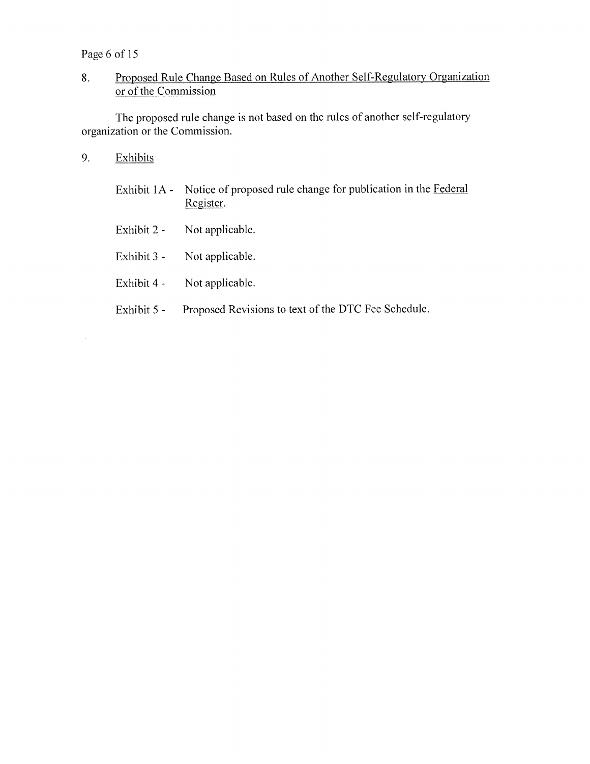## 8. Proposed Rule Change Based on Rules of Another Self-Regulatory Organization or of the Commission

The proposed rule change is not based on the rules of another self-regulatory organization or the Commission.

## 9. Exhibits

Exhibit 1A - Notice of proposed rule change for publication in the Federal Register.

Exhibit 2 - Not applicable.

Exhibit 3 - Not applicable.

Exhibit 4 - Not applicable.

Exhibit 5 - Proposed Revisions to text of the DTC Fee Schedule.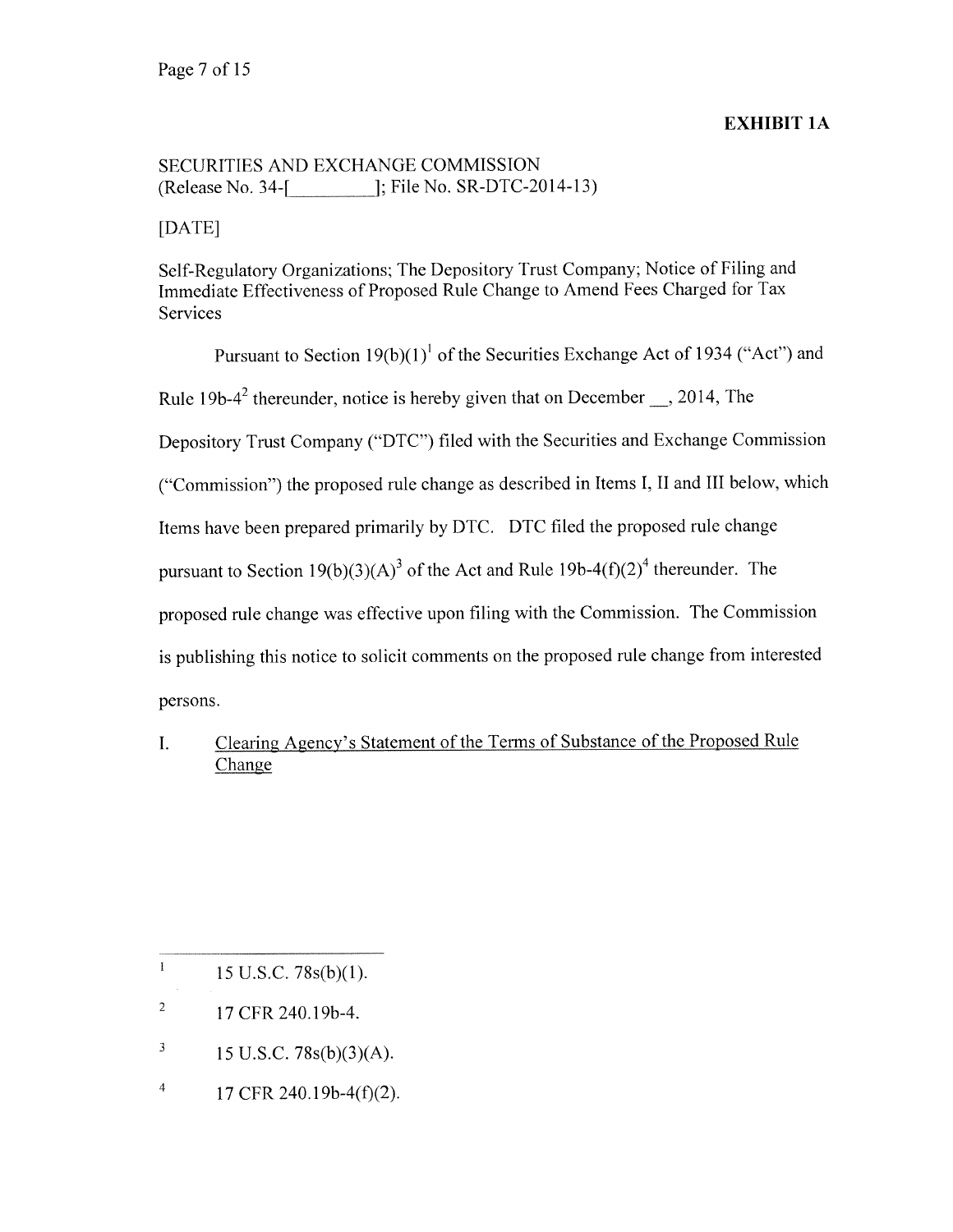**EXHIBIT 1A**

SECURITIES AND EXCHANGE COMMISSION
(Release No. 34-[__________]; File No. SR-DTC-2014-13)

[DATE]

Self-Regulatory Organizations; The Depository Trust Company; Notice of Filing and Immediate Effectiveness of Proposed Rule Change to Amend Fees Charged for Tax Services

Pursuant to Section 19(b)(1)[1] of the Securities Exchange Act of 1934 ("Act") and Rule 19b-4[2] thereunder, notice is hereby given that on December __, 2014, The Depository Trust Company ("DTC") filed with the Securities and Exchange Commission ("Commission") the proposed rule change as described in Items I, II and III below, which Items have been prepared primarily by DTC. DTC filed the proposed rule change pursuant to Section 19(b)(3)(A)[3] of the Act and Rule 19b-4(f)(2)[4] thereunder. The proposed rule change was effective upon filing with the Commission. The Commission is publishing this notice to solicit comments on the proposed rule change from interested persons.

I. <u>Clearing Agency's Statement of the Terms of Substance of the Proposed Rule Change</u>

---

[1] 15 U.S.C. 78s(b)(1).

[2] 17 CFR 240.19b-4.

[3] 15 U.S.C. 78s(b)(3)(A).

[4] 17 CFR 240.19b-4(f)(2).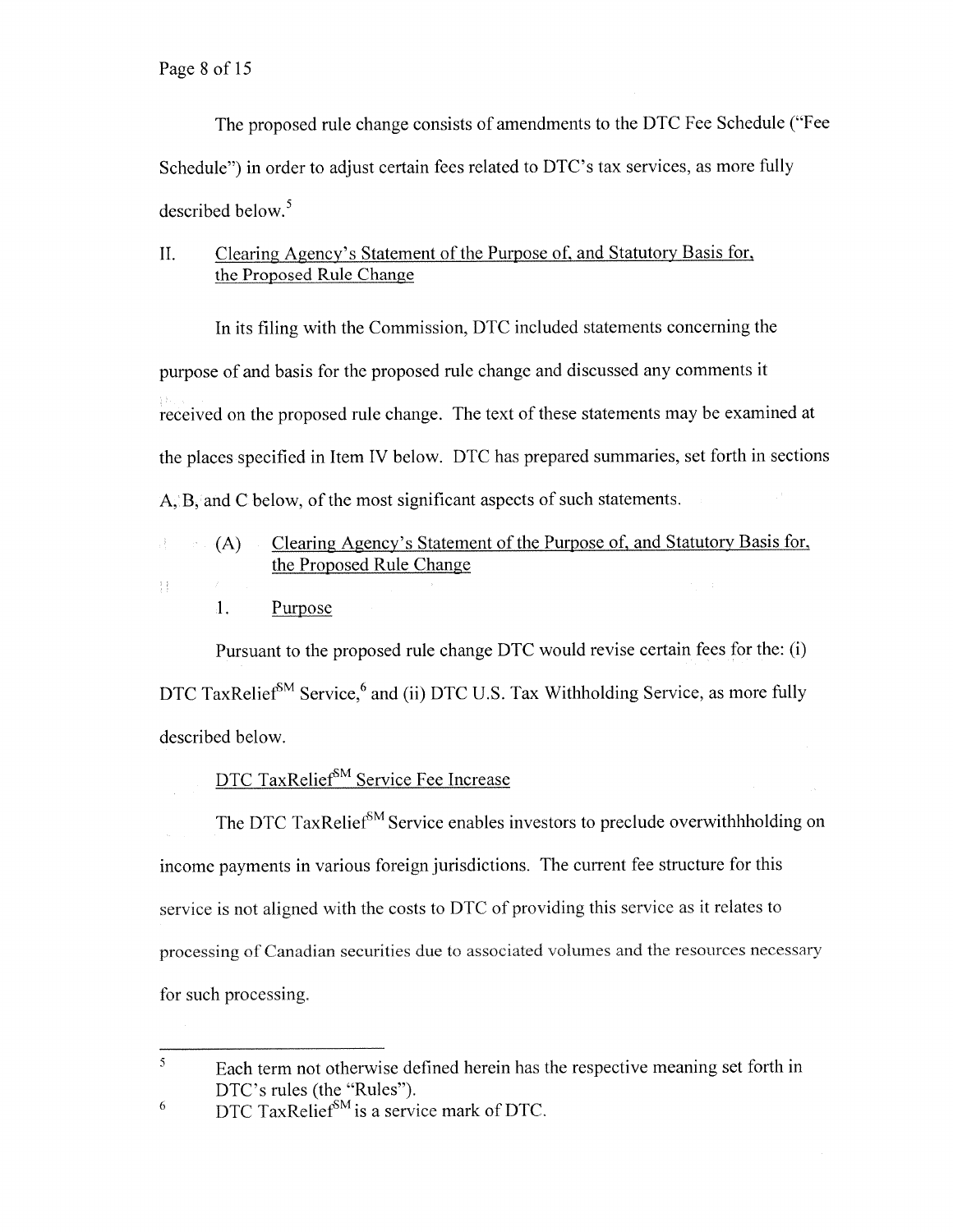The proposed rule change consists of amendments to the DTC Fee Schedule ("Fee Schedule") in order to adjust certain fees related to DTC's tax services, as more fully described below.[5]

## II. Clearing Agency's Statement of the Purpose of, and Statutory Basis for, the Proposed Rule Change

In its filing with the Commission, DTC included statements concerning the purpose of and basis for the proposed rule change and discussed any comments it received on the proposed rule change. The text of these statements may be examined at the places specified in Item IV below. DTC has prepared summaries, set forth in sections A, B, and C below, of the most significant aspects of such statements.

### (A) Clearing Agency's Statement of the Purpose of, and Statutory Basis for, the Proposed Rule Change

#### 1. Purpose

Pursuant to the proposed rule change DTC would revise certain fees for the: (i) DTC TaxRelief[SM] Service,[6] and (ii) DTC U.S. Tax Withholding Service, as more fully described below.

DTC TaxRelief[SM] Service Fee Increase

The DTC TaxRelief[SM] Service enables investors to preclude overwithhholding on income payments in various foreign jurisdictions. The current fee structure for this service is not aligned with the costs to DTC of providing this service as it relates to processing of Canadian securities due to associated volumes and the resources necessary for such processing.

---

[5] Each term not otherwise defined herein has the respective meaning set forth in DTC's rules (the "Rules").

[6] DTC TaxRelief[SM] is a service mark of DTC.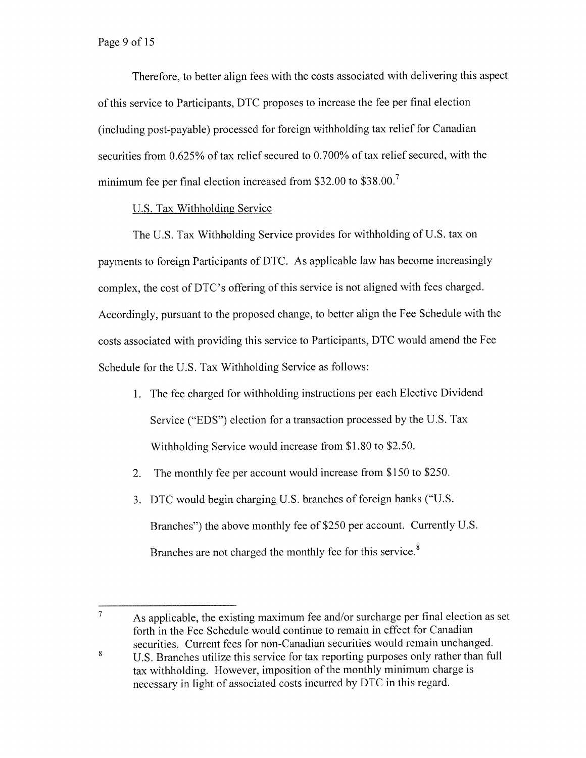Therefore, to better align fees with the costs associated with delivering this aspect of this service to Participants, DTC proposes to increase the fee per final election (including post-payable) processed for foreign withholding tax relief for Canadian securities from 0.625% of tax relief secured to 0.700% of tax relief secured, with the minimum fee per final election increased from $32.00 to $38.00.[7]

U.S. Tax Withholding Service

The U.S. Tax Withholding Service provides for withholding of U.S. tax on payments to foreign Participants of DTC. As applicable law has become increasingly complex, the cost of DTC's offering of this service is not aligned with fees charged. Accordingly, pursuant to the proposed change, to better align the Fee Schedule with the costs associated with providing this service to Participants, DTC would amend the Fee Schedule for the U.S. Tax Withholding Service as follows:

1. The fee charged for withholding instructions per each Elective Dividend Service ("EDS") election for a transaction processed by the U.S. Tax Withholding Service would increase from $1.80 to $2.50.
2. The monthly fee per account would increase from $150 to $250.
3. DTC would begin charging U.S. branches of foreign banks ("U.S. Branches") the above monthly fee of $250 per account. Currently U.S. Branches are not charged the monthly fee for this service.[8]

---

[7] As applicable, the existing maximum fee and/or surcharge per final election as set forth in the Fee Schedule would continue to remain in effect for Canadian securities. Current fees for non-Canadian securities would remain unchanged.

[8] U.S. Branches utilize this service for tax reporting purposes only rather than full tax withholding. However, imposition of the monthly minimum charge is necessary in light of associated costs incurred by DTC in this regard.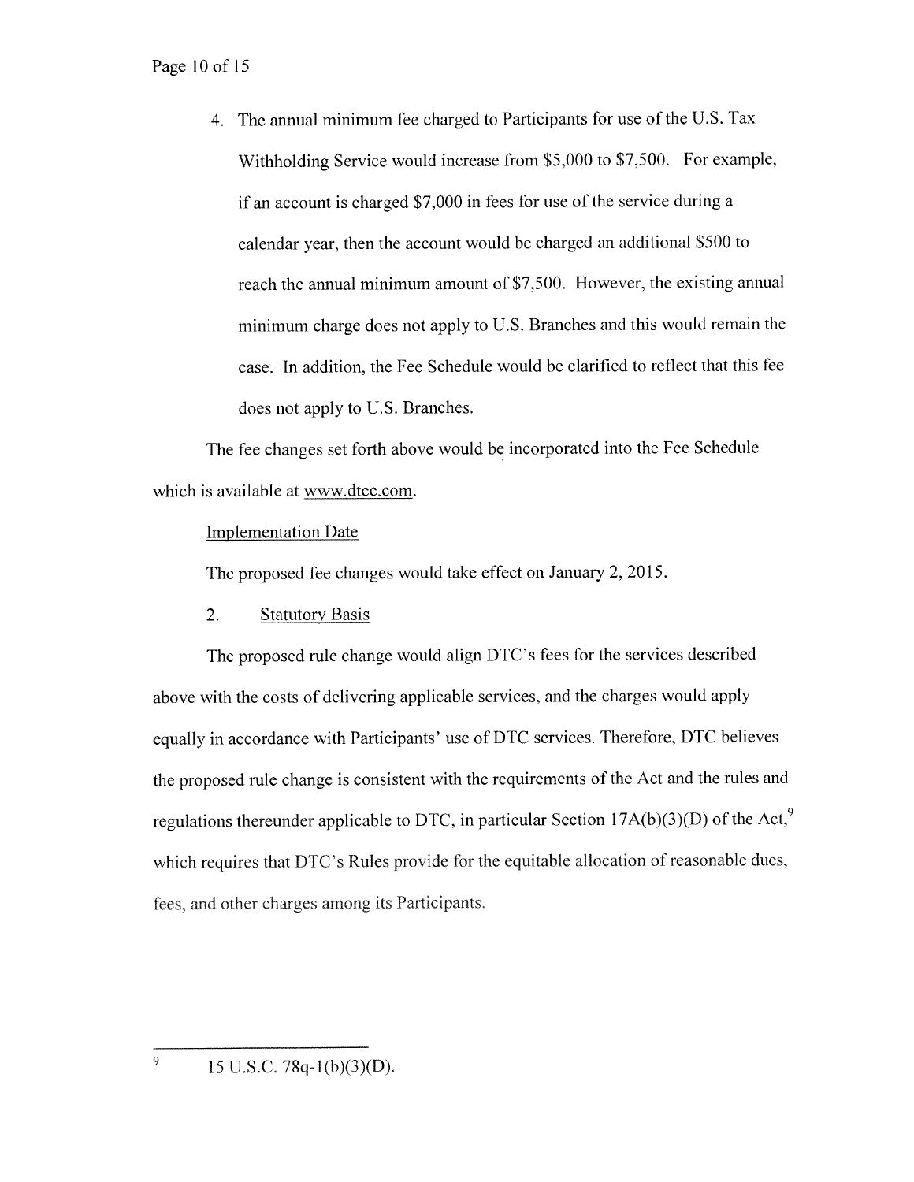4. The annual minimum fee charged to Participants for use of the U.S. Tax Withholding Service would increase from $5,000 to $7,500. For example, if an account is charged $7,000 in fees for use of the service during a calendar year, then the account would be charged an additional $500 to reach the annual minimum amount of $7,500. However, the existing annual minimum charge does not apply to U.S. Branches and this would remain the case. In addition, the Fee Schedule would be clarified to reflect that this fee does not apply to U.S. Branches.

The fee changes set forth above would be incorporated into the Fee Schedule which is available at www.dtcc.com.

Implementation Date

The proposed fee changes would take effect on January 2, 2015.

2. Statutory Basis

The proposed rule change would align DTC's fees for the services described above with the costs of delivering applicable services, and the charges would apply equally in accordance with Participants' use of DTC services. Therefore, DTC believes the proposed rule change is consistent with the requirements of the Act and the rules and regulations thereunder applicable to DTC, in particular Section 17A(b)(3)(D) of the Act,[9] which requires that DTC's Rules provide for the equitable allocation of reasonable dues, fees, and other charges among its Participants.

---

[9] 15 U.S.C. 78q-1(b)(3)(D).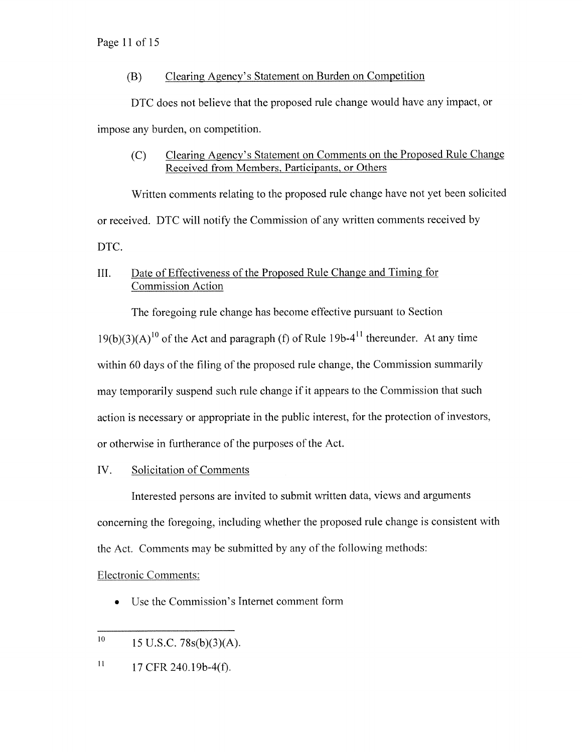(B) Clearing Agency's Statement on Burden on Competition

DTC does not believe that the proposed rule change would have any impact, or impose any burden, on competition.

(C) Clearing Agency's Statement on Comments on the Proposed Rule Change Received from Members, Participants, or Others

Written comments relating to the proposed rule change have not yet been solicited or received. DTC will notify the Commission of any written comments received by DTC.

III. Date of Effectiveness of the Proposed Rule Change and Timing for Commission Action

The foregoing rule change has become effective pursuant to Section 19(b)(3)(A)[10] of the Act and paragraph (f) of Rule 19b-4[11] thereunder. At any time within 60 days of the filing of the proposed rule change, the Commission summarily may temporarily suspend such rule change if it appears to the Commission that such action is necessary or appropriate in the public interest, for the protection of investors, or otherwise in furtherance of the purposes of the Act.

IV. Solicitation of Comments

Interested persons are invited to submit written data, views and arguments concerning the foregoing, including whether the proposed rule change is consistent with the Act. Comments may be submitted by any of the following methods:

Electronic Comments:

- Use the Commission's Internet comment form

---

[10] 15 U.S.C. 78s(b)(3)(A).

[11] 17 CFR 240.19b-4(f).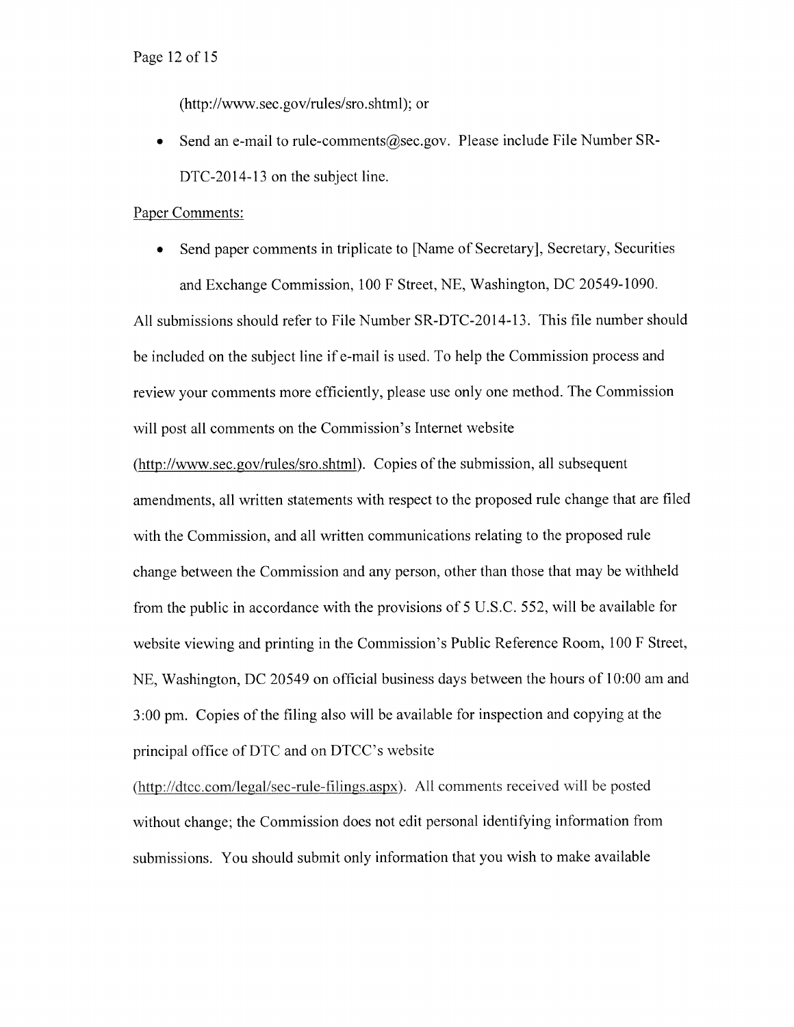(http://www.sec.gov/rules/sro.shtml); or

- Send an e-mail to rule-comments@sec.gov. Please include File Number SR-DTC-2014-13 on the subject line.

Paper Comments:

- Send paper comments in triplicate to [Name of Secretary], Secretary, Securities and Exchange Commission, 100 F Street, NE, Washington, DC 20549-1090.

All submissions should refer to File Number SR-DTC-2014-13. This file number should be included on the subject line if e-mail is used. To help the Commission process and review your comments more efficiently, please use only one method. The Commission will post all comments on the Commission's Internet website (http://www.sec.gov/rules/sro.shtml). Copies of the submission, all subsequent amendments, all written statements with respect to the proposed rule change that are filed with the Commission, and all written communications relating to the proposed rule change between the Commission and any person, other than those that may be withheld from the public in accordance with the provisions of 5 U.S.C. 552, will be available for website viewing and printing in the Commission's Public Reference Room, 100 F Street, NE, Washington, DC 20549 on official business days between the hours of 10:00 am and 3:00 pm. Copies of the filing also will be available for inspection and copying at the principal office of DTC and on DTCC's website (http://dtcc.com/legal/sec-rule-filings.aspx). All comments received will be posted without change; the Commission does not edit personal identifying information from submissions. You should submit only information that you wish to make available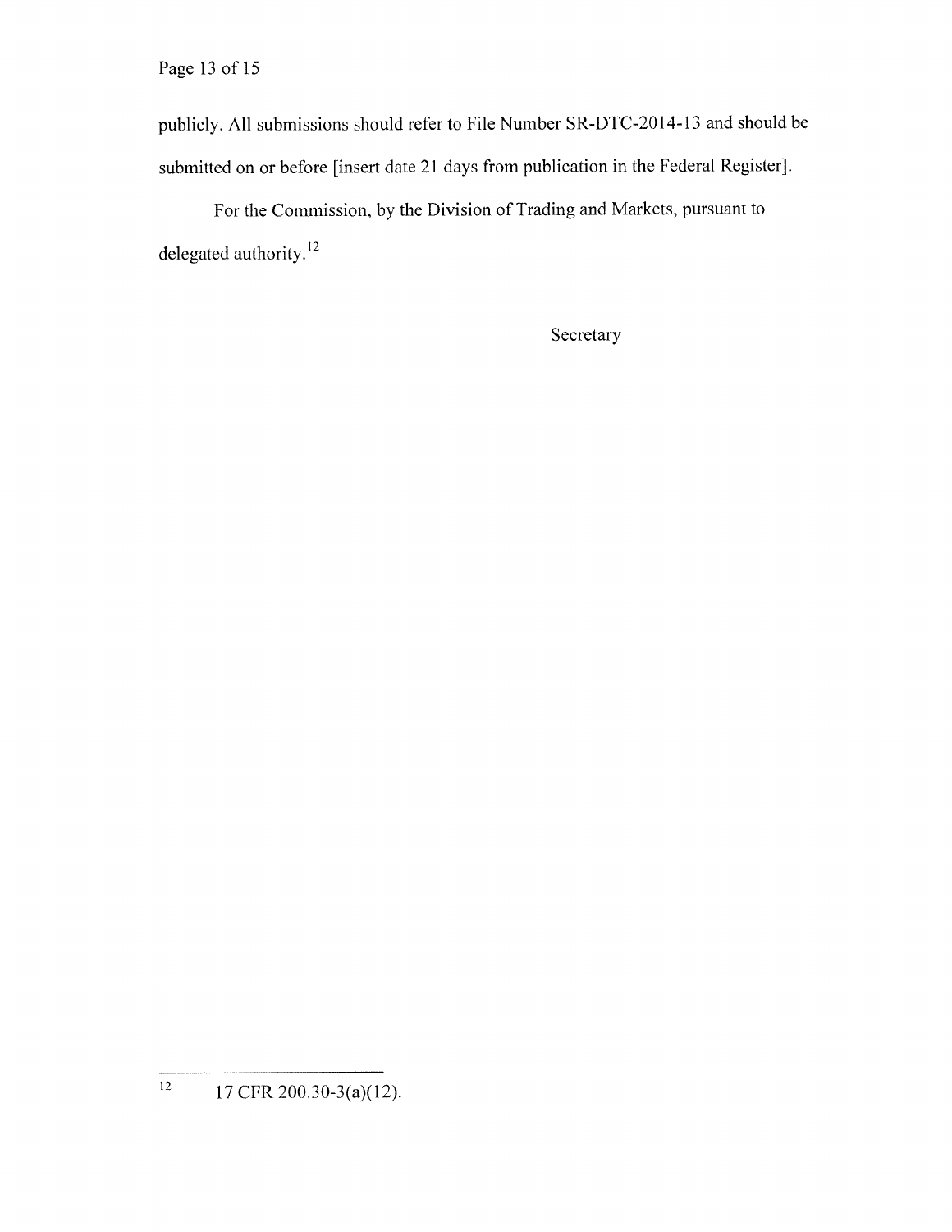publicly. All submissions should refer to File Number SR-DTC-2014-13 and should be submitted on or before [insert date 21 days from publication in the Federal Register].

For the Commission, by the Division of Trading and Markets, pursuant to delegated authority.[12]

Secretary

---

[12] 17 CFR 200.30-3(a)(12).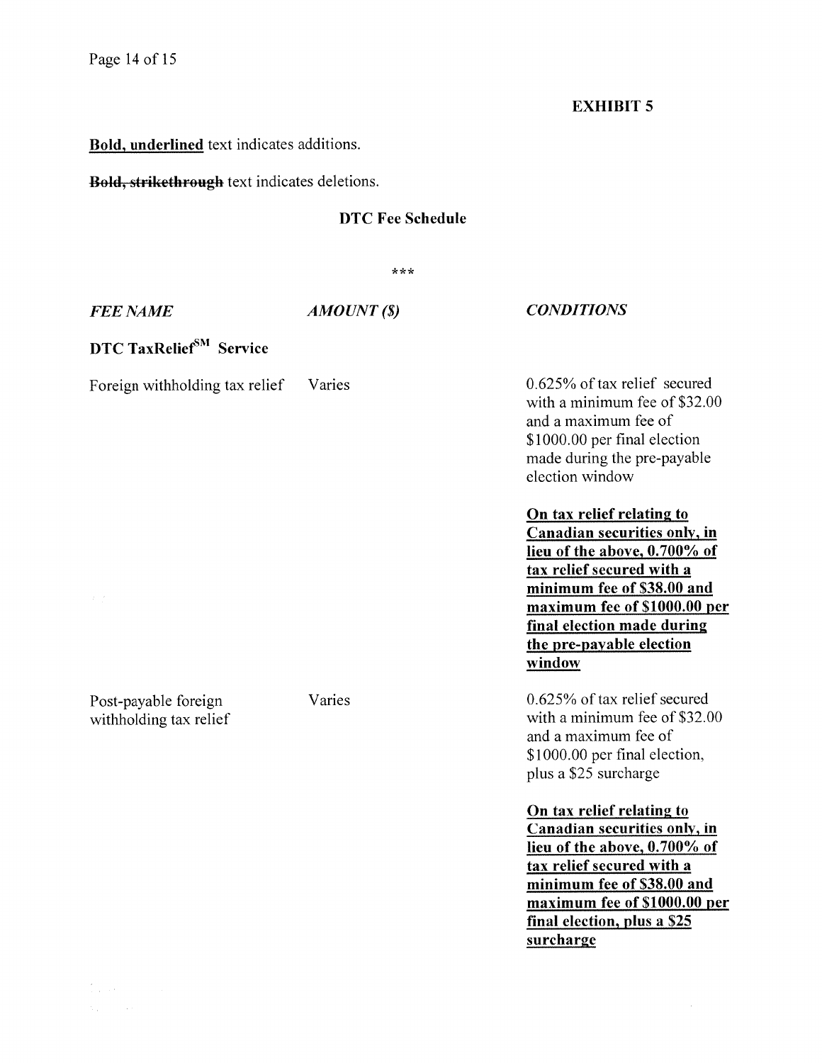**EXHIBIT 5**

**<u>Bold, underlined</u>** text indicates additions.

**~~Bold, strikethrough~~** text indicates deletions.

**DTC Fee Schedule**

\*\*\*

| *FEE NAME* | *AMOUNT ($)* | *CONDITIONS* |
|---|---|---|
| **DTC TaxRelief[SM] Service** | | |
| Foreign withholding tax relief | Varies | 0.625% of tax relief secured with a minimum fee of $32.00 and a maximum fee of $1000.00 per final election made during the pre-payable election window<br><br>**<u>On tax relief relating to Canadian securities only, in lieu of the above, 0.700% of tax relief secured with a minimum fee of $38.00 and maximum fee of $1000.00 per final election made during the pre-payable election window</u>** |
| Post-payable foreign withholding tax relief | Varies | 0.625% of tax relief secured with a minimum fee of $32.00 and a maximum fee of $1000.00 per final election, plus a $25 surcharge<br><br>**<u>On tax relief relating to Canadian securities only, in lieu of the above, 0.700% of tax relief secured with a minimum fee of $38.00 and maximum fee of $1000.00 per final election, plus a $25 surcharge</u>** |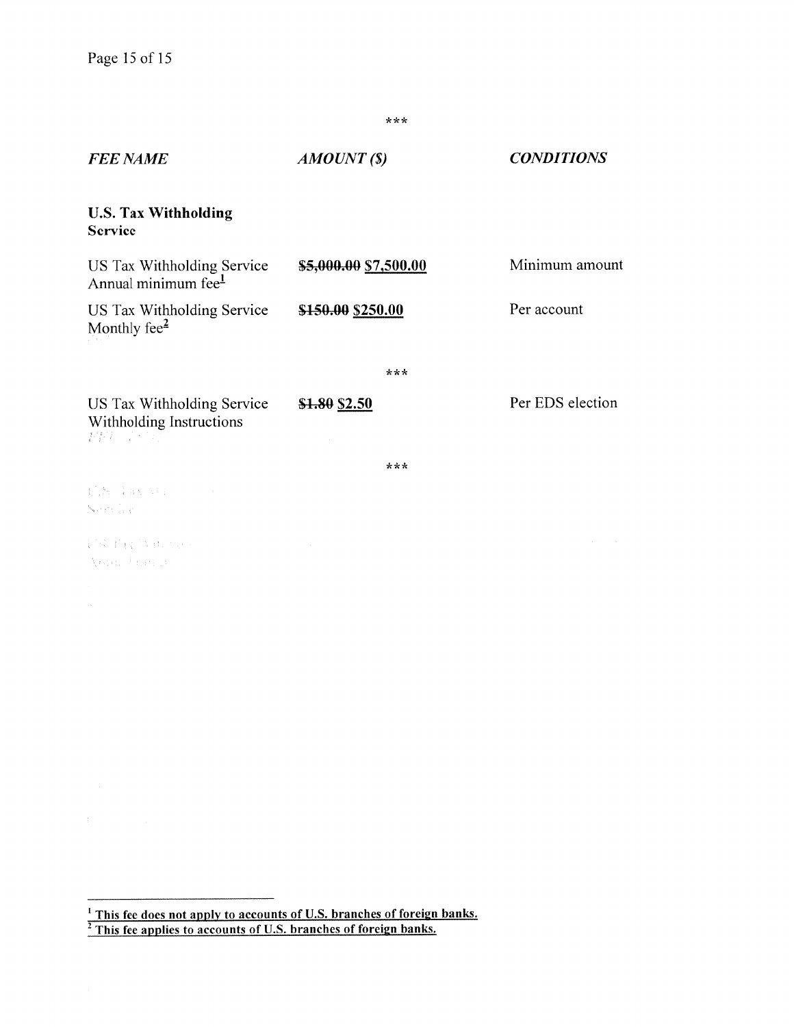\*\*\*

| *FEE NAME* | *AMOUNT ($)* | *CONDITIONS* |
|---|---|---|
| **U.S. Tax Withholding Service** | | |
| US Tax Withholding Service Annual minimum fee[1] | ~~$5,000.00~~ <u>$7,500.00</u> | Minimum amount |
| US Tax Withholding Service Monthly fee[2] | ~~$150.00~~ <u>$250.00</u> | Per account |

\*\*\*

| | | |
|---|---|---|
| US Tax Withholding Service Withholding Instructions | ~~$1.80~~ <u>$2.50</u> | Per EDS election |

\*\*\*

[1] <u>**This fee does not apply to accounts of U.S. branches of foreign banks.**</u>

[2] <u>**This fee applies to accounts of U.S. branches of foreign banks.**</u>